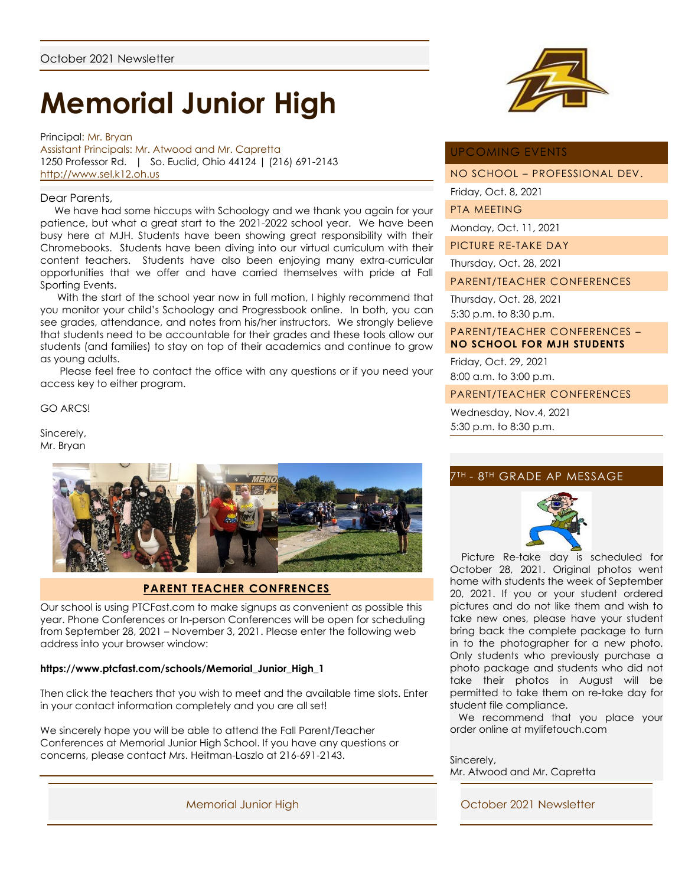October 2021 Newsletter

# Memorial Junior High

Principal: Mr. Bryan
Assistant Principals: Mr. Atwood and Mr. Capretta
1250 Professor Rd. | So. Euclid, Ohio 44124 | (216) 691-2143
http://www.sel.k12.oh.us

Dear Parents,

We have had some hiccups with Schoology and we thank you again for your patience, but what a great start to the 2021-2022 school year. We have been busy here at MJH. Students have been showing great responsibility with their Chromebooks. Students have been diving into our virtual curriculum with their content teachers. Students have also been enjoying many extra-curricular opportunities that we offer and have carried themselves with pride at Fall Sporting Events.

With the start of the school year now in full motion, I highly recommend that you monitor your child's Schoology and Progressbook online. In both, you can see grades, attendance, and notes from his/her instructors. We strongly believe that students need to be accountable for their grades and these tools allow our students (and families) to stay on top of their academics and continue to grow as young adults.

Please feel free to contact the office with any questions or if you need your access key to either program.

GO ARCS!

Sincerely,
Mr. Bryan

## PARENT TEACHER CONFRENCES

Our school is using PTCFast.com to make signups as convenient as possible this year. Phone Conferences or In-person Conferences will be open for scheduling from September 28, 2021 – November 3, 2021. Please enter the following web address into your browser window:

**https://www.ptcfast.com/schools/Memorial_Junior_High_1**

Then click the teachers that you wish to meet and the available time slots. Enter in your contact information completely and you are all set!

We sincerely hope you will be able to attend the Fall Parent/Teacher Conferences at Memorial Junior High School. If you have any questions or concerns, please contact Mrs. Heitman-Laszlo at 216-691-2143.

## UPCOMING EVENTS

**NO SCHOOL – PROFESSIONAL DEV.**
Friday, Oct. 8, 2021

**PTA MEETING**
Monday, Oct. 11, 2021

**PICTURE RE-TAKE DAY**
Thursday, Oct. 28, 2021

**PARENT/TEACHER CONFERENCES**
Thursday, Oct. 28, 2021
5:30 p.m. to 8:30 p.m.

**PARENT/TEACHER CONFERENCES – NO SCHOOL FOR MJH STUDENTS**
Friday, Oct. 29, 2021
8:00 a.m. to 3:00 p.m.

**PARENT/TEACHER CONFERENCES**
Wednesday, Nov.4, 2021
5:30 p.m. to 8:30 p.m.

## 7TH - 8TH GRADE AP MESSAGE

Picture Re-take day is scheduled for October 28, 2021. Original photos went home with students the week of September 20, 2021. If you or your student ordered pictures and do not like them and wish to take new ones, please have your student bring back the complete package to turn in to the photographer for a new photo. Only students who previously purchase a photo package and students who did not take their photos in August will be permitted to take them on re-take day for student file compliance.

We recommend that you place your order online at mylifetouch.com

Sincerely,
Mr. Atwood and Mr. Capretta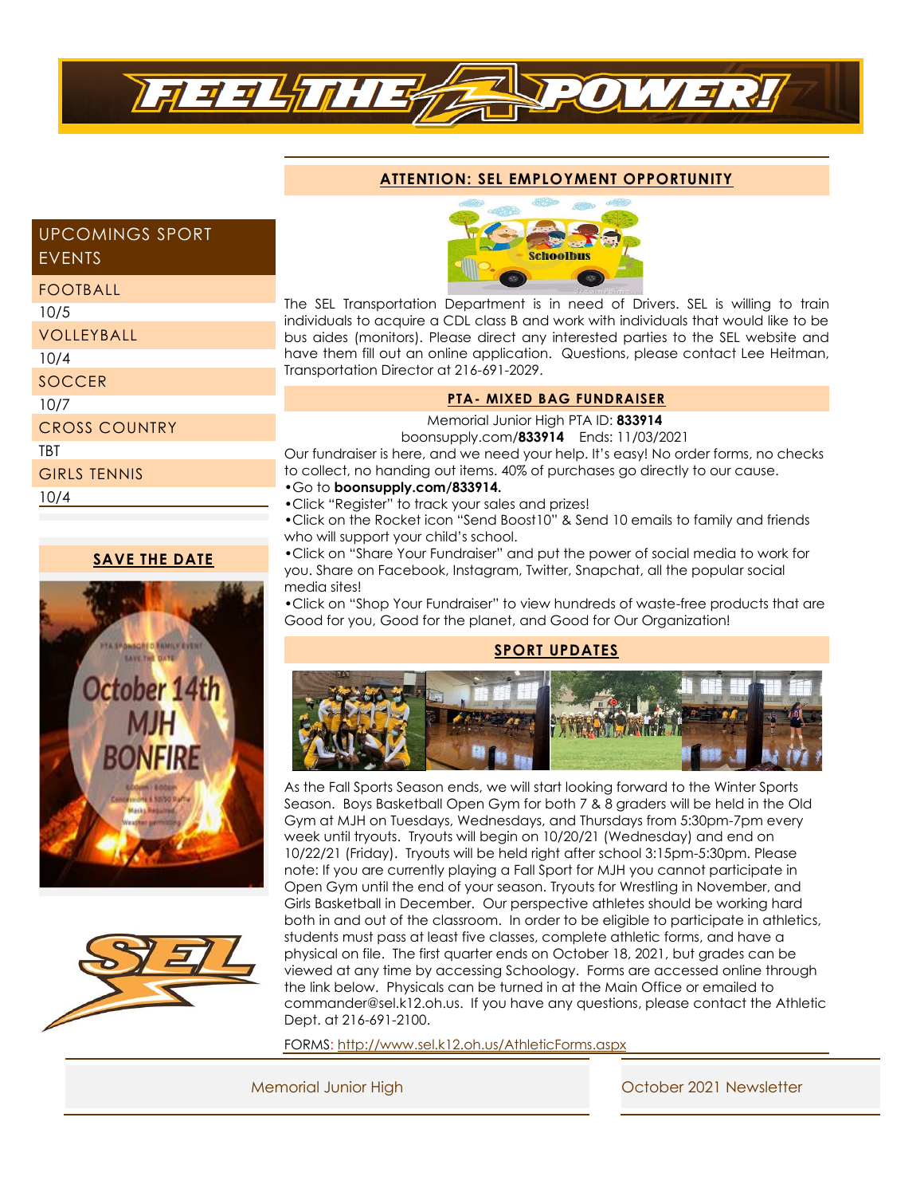# FEEL THE POWER!

## UPCOMINGS SPORT EVENTS

| | |
|---|---|
| FOOTBALL | 10/5 |
| VOLLEYBALL | 10/4 |
| SOCCER | 10/7 |
| CROSS COUNTRY | TBT |
| GIRLS TENNIS | 10/4 |

## SAVE THE DATE

PTA SPONSORED FAMILY EVENT
SAVE THE DATE
October 14th
MJH
BONFIRE

## ATTENTION: SEL EMPLOYMENT OPPORTUNITY

The SEL Transportation Department is in need of Drivers. SEL is willing to train individuals to acquire a CDL class B and work with individuals that would like to be bus aides (monitors). Please direct any interested parties to the SEL website and have them fill out an online application. Questions, please contact Lee Heitman, Transportation Director at 216-691-2029.

## PTA- MIXED BAG FUNDRAISER

Memorial Junior High PTA ID: **833914**
boonsupply.com/**833914** Ends: 11/03/2021

Our fundraiser is here, and we need your help. It's easy! No order forms, no checks to collect, no handing out items. 40% of purchases go directly to our cause.

- Go to **boonsupply.com/833914.**
- Click "Register" to track your sales and prizes!
- Click on the Rocket icon "Send Boost10" & Send 10 emails to family and friends who will support your child's school.
- Click on "Share Your Fundraiser" and put the power of social media to work for you. Share on Facebook, Instagram, Twitter, Snapchat, all the popular social media sites!
- Click on "Shop Your Fundraiser" to view hundreds of waste-free products that are Good for you, Good for the planet, and Good for Our Organization!

## SPORT UPDATES

As the Fall Sports Season ends, we will start looking forward to the Winter Sports Season. Boys Basketball Open Gym for both 7 & 8 graders will be held in the Old Gym at MJH on Tuesdays, Wednesdays, and Thursdays from 5:30pm-7pm every week until tryouts. Tryouts will begin on 10/20/21 (Wednesday) and end on 10/22/21 (Friday). Tryouts will be held right after school 3:15pm-5:30pm. Please note: If you are currently playing a Fall Sport for MJH you cannot participate in Open Gym until the end of your season. Tryouts for Wrestling in November, and Girls Basketball in December. Our perspective athletes should be working hard both in and out of the classroom. In order to be eligible to participate in athletics, students must pass at least five classes, complete athletic forms, and have a physical on file. The first quarter ends on October 18, 2021, but grades can be viewed at any time by accessing Schoology. Forms are accessed online through the link below. Physicals can be turned in at the Main Office or emailed to commander@sel.k12.oh.us. If you have any questions, please contact the Athletic Dept. at 216-691-2100.

FORMS: http://www.sel.k12.oh.us/AthleticForms.aspx